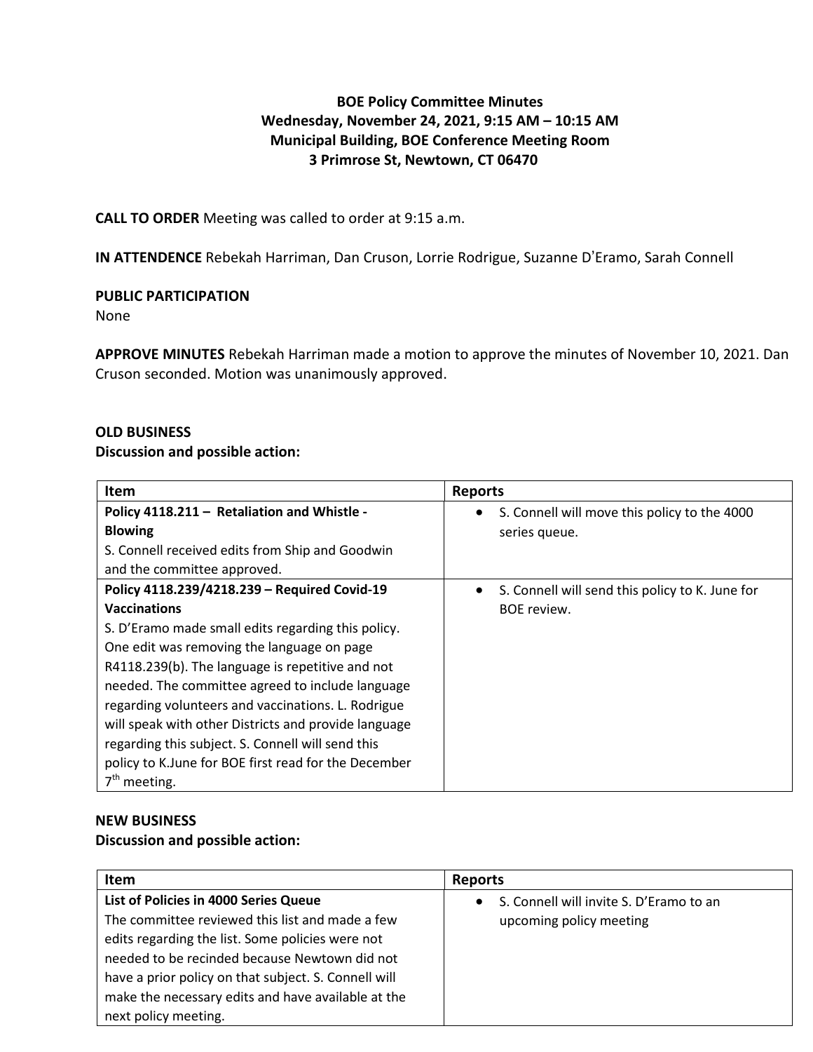**BOE Policy Committee Minutes**
**Wednesday, November 24, 2021, 9:15 AM – 10:15 AM**
**Municipal Building, BOE Conference Meeting Room**
**3 Primrose St, Newtown, CT 06470**

**CALL TO ORDER** Meeting was called to order at 9:15 a.m.

**IN ATTENDENCE** Rebekah Harriman, Dan Cruson, Lorrie Rodrigue, Suzanne D'Eramo, Sarah Connell

**PUBLIC PARTICIPATION**
None

**APPROVE MINUTES** Rebekah Harriman made a motion to approve the minutes of November 10, 2021. Dan Cruson seconded. Motion was unanimously approved.

**OLD BUSINESS**
**Discussion and possible action:**

| Item | Reports |
|---|---|
| **Policy 4118.211 – Retaliation and Whistle - Blowing** S. Connell received edits from Ship and Goodwin and the committee approved. | • S. Connell will move this policy to the 4000 series queue. |
| **Policy 4118.239/4218.239 – Required Covid-19 Vaccinations** S. D'Eramo made small edits regarding this policy. One edit was removing the language on page R4118.239(b). The language is repetitive and not needed. The committee agreed to include language regarding volunteers and vaccinations. L. Rodrigue will speak with other Districts and provide language regarding this subject. S. Connell will send this policy to K.June for BOE first read for the December 7th meeting. | • S. Connell will send this policy to K. June for BOE review. |

**NEW BUSINESS**
**Discussion and possible action:**

| Item | Reports |
|---|---|
| **List of Policies in 4000 Series Queue** The committee reviewed this list and made a few edits regarding the list. Some policies were not needed to be recinded because Newtown did not have a prior policy on that subject. S. Connell will make the necessary edits and have available at the next policy meeting. | • S. Connell will invite S. D'Eramo to an upcoming policy meeting |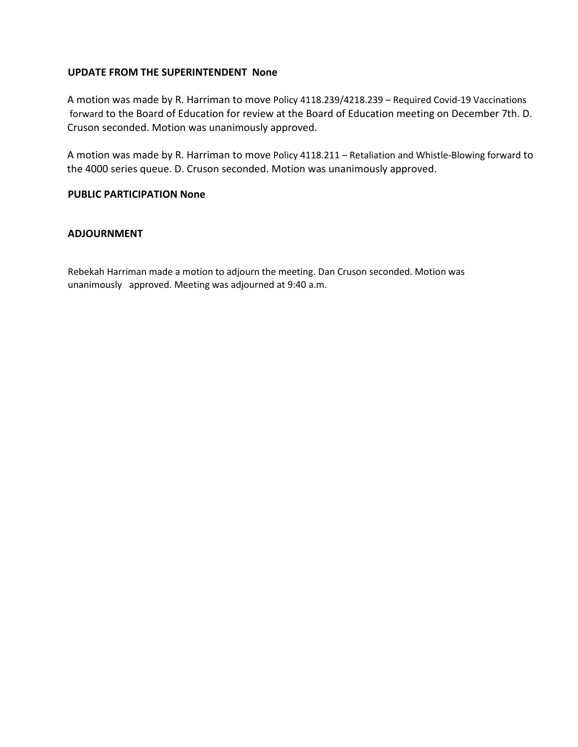**UPDATE FROM THE SUPERINTENDENT None**

A motion was made by R. Harriman to move Policy 4118.239/4218.239 – Required Covid-19 Vaccinations forward to the Board of Education for review at the Board of Education meeting on December 7th. D. Cruson seconded. Motion was unanimously approved.

A motion was made by R. Harriman to move Policy 4118.211 – Retaliation and Whistle-Blowing forward to the 4000 series queue. D. Cruson seconded. Motion was unanimously approved.

**PUBLIC PARTICIPATION None**

**ADJOURNMENT**

Rebekah Harriman made a motion to adjourn the meeting. Dan Cruson seconded. Motion was unanimously approved. Meeting was adjourned at 9:40 a.m.